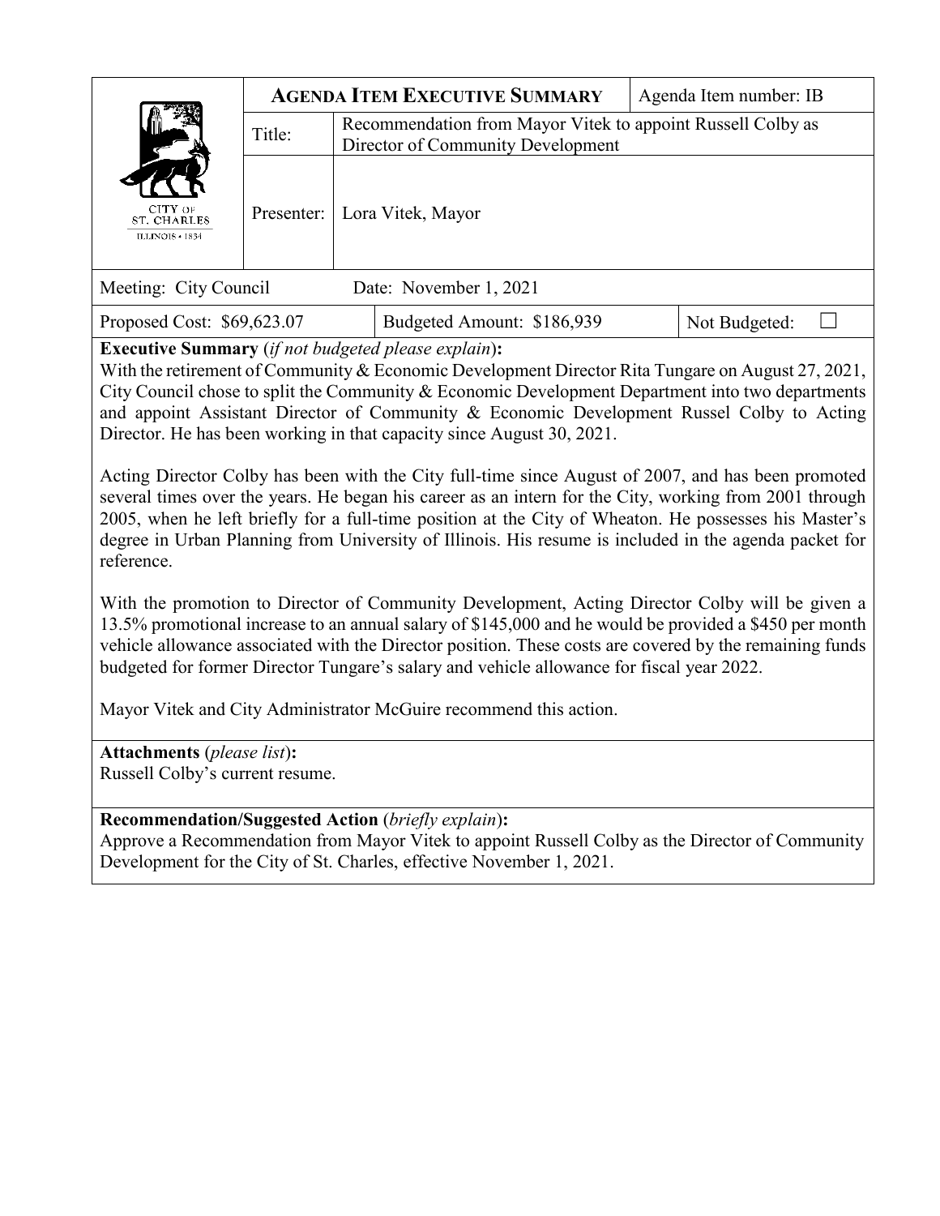| | **AGENDA ITEM EXECUTIVE SUMMARY** | | Agenda Item number: IB |
|---|---|---|---|
| CITY OF ST. CHARLES ILLINOIS • 1834 | Title: | Recommendation from Mayor Vitek to appoint Russell Colby as Director of Community Development | |
| | Presenter: | Lora Vitek, Mayor | |

| Meeting: City Council | Date: November 1, 2021 | |
|---|---|---|
| Proposed Cost: $69,623.07 | Budgeted Amount: $186,939 | Not Budgeted: ☐ |

**Executive Summary** (*if not budgeted please explain*)**:**

With the retirement of Community & Economic Development Director Rita Tungare on August 27, 2021, City Council chose to split the Community & Economic Development Department into two departments and appoint Assistant Director of Community & Economic Development Russel Colby to Acting Director. He has been working in that capacity since August 30, 2021.

Acting Director Colby has been with the City full-time since August of 2007, and has been promoted several times over the years. He began his career as an intern for the City, working from 2001 through 2005, when he left briefly for a full-time position at the City of Wheaton. He possesses his Master's degree in Urban Planning from University of Illinois. His resume is included in the agenda packet for reference.

With the promotion to Director of Community Development, Acting Director Colby will be given a 13.5% promotional increase to an annual salary of $145,000 and he would be provided a $450 per month vehicle allowance associated with the Director position. These costs are covered by the remaining funds budgeted for former Director Tungare's salary and vehicle allowance for fiscal year 2022.

Mayor Vitek and City Administrator McGuire recommend this action.

**Attachments** (*please list*)**:**

Russell Colby's current resume.

**Recommendation/Suggested Action** (*briefly explain*)**:**

Approve a Recommendation from Mayor Vitek to appoint Russell Colby as the Director of Community Development for the City of St. Charles, effective November 1, 2021.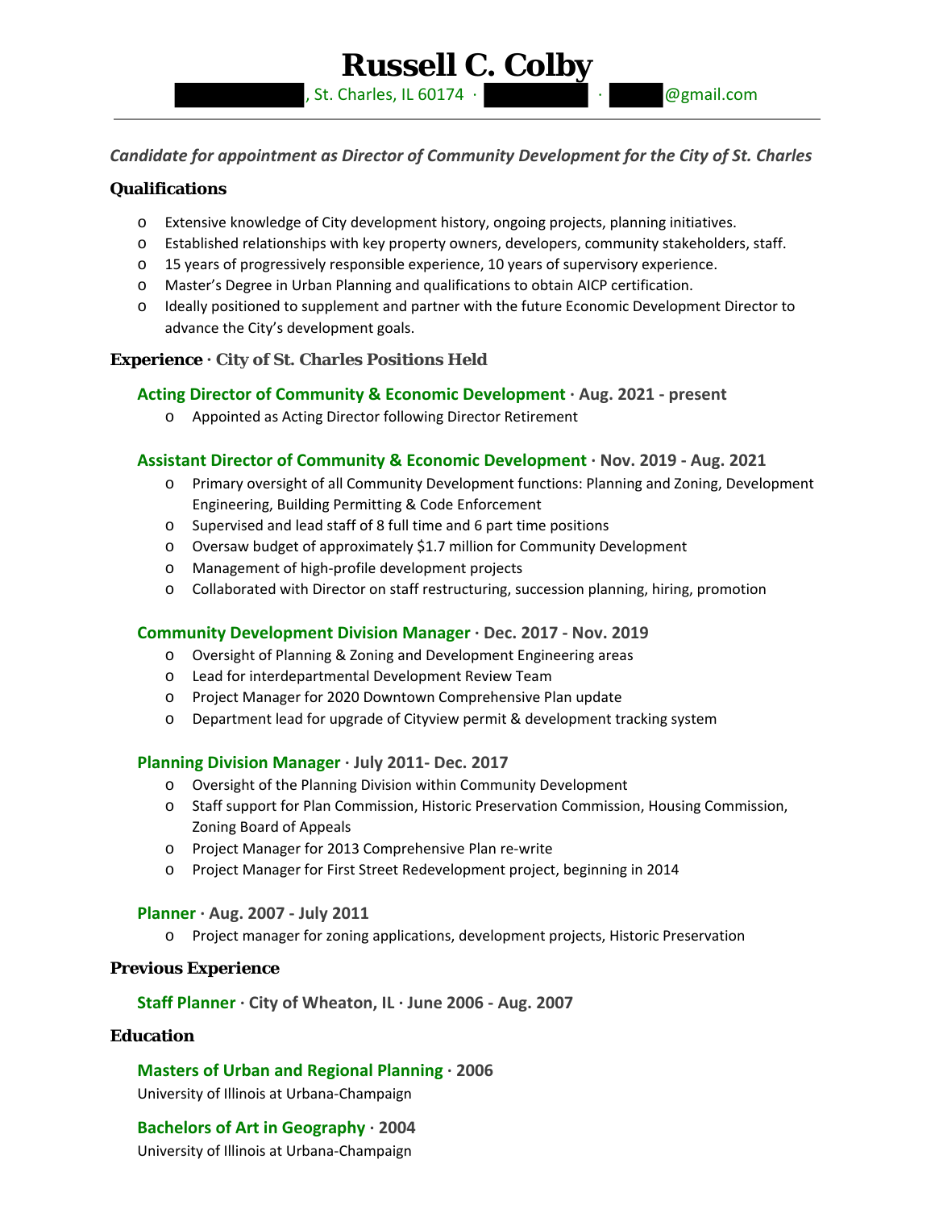# Russell C. Colby

████████, St. Charles, IL 60174 · ████████ · █████@gmail.com

---

***Candidate for appointment as Director of Community Development for the City of St. Charles***

## Qualifications

- Extensive knowledge of City development history, ongoing projects, planning initiatives.
- Established relationships with key property owners, developers, community stakeholders, staff.
- 15 years of progressively responsible experience, 10 years of supervisory experience.
- Master's Degree in Urban Planning and qualifications to obtain AICP certification.
- Ideally positioned to supplement and partner with the future Economic Development Director to advance the City's development goals.

## Experience · City of St. Charles Positions Held

### Acting Director of Community & Economic Development · Aug. 2021 - present

- Appointed as Acting Director following Director Retirement

### Assistant Director of Community & Economic Development · Nov. 2019 - Aug. 2021

- Primary oversight of all Community Development functions: Planning and Zoning, Development Engineering, Building Permitting & Code Enforcement
- Supervised and lead staff of 8 full time and 6 part time positions
- Oversaw budget of approximately $1.7 million for Community Development
- Management of high-profile development projects
- Collaborated with Director on staff restructuring, succession planning, hiring, promotion

### Community Development Division Manager · Dec. 2017 - Nov. 2019

- Oversight of Planning & Zoning and Development Engineering areas
- Lead for interdepartmental Development Review Team
- Project Manager for 2020 Downtown Comprehensive Plan update
- Department lead for upgrade of Cityview permit & development tracking system

### Planning Division Manager · July 2011- Dec. 2017

- Oversight of the Planning Division within Community Development
- Staff support for Plan Commission, Historic Preservation Commission, Housing Commission, Zoning Board of Appeals
- Project Manager for 2013 Comprehensive Plan re-write
- Project Manager for First Street Redevelopment project, beginning in 2014

### Planner · Aug. 2007 - July 2011

- Project manager for zoning applications, development projects, Historic Preservation

## Previous Experience

### Staff Planner · City of Wheaton, IL · June 2006 - Aug. 2007

## Education

### Masters of Urban and Regional Planning · 2006

University of Illinois at Urbana-Champaign

### Bachelors of Art in Geography · 2004

University of Illinois at Urbana-Champaign